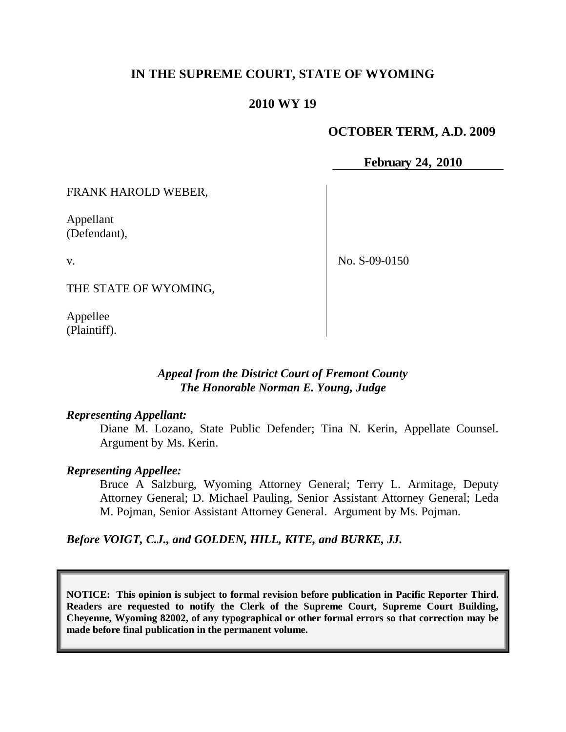# IN THE SUPREME COURT, STATE OF WYOMING

## 2010 WY 19

**OCTOBER TERM, A.D. 2009**

**February 24, 2010**

FRANK HAROLD WEBER,

Appellant
(Defendant),

v.

THE STATE OF WYOMING,

Appellee
(Plaintiff).

No. S-09-0150

*Appeal from the District Court of Fremont County*
*The Honorable Norman E. Young, Judge*

***Representing Appellant:***

Diane M. Lozano, State Public Defender; Tina N. Kerin, Appellate Counsel. Argument by Ms. Kerin.

***Representing Appellee:***

Bruce A Salzburg, Wyoming Attorney General; Terry L. Armitage, Deputy Attorney General; D. Michael Pauling, Senior Assistant Attorney General; Leda M. Pojman, Senior Assistant Attorney General. Argument by Ms. Pojman.

***Before VOIGT, C.J., and GOLDEN, HILL, KITE, and BURKE, JJ.***

**NOTICE: This opinion is subject to formal revision before publication in Pacific Reporter Third. Readers are requested to notify the Clerk of the Supreme Court, Supreme Court Building, Cheyenne, Wyoming 82002, of any typographical or other formal errors so that correction may be made before final publication in the permanent volume.**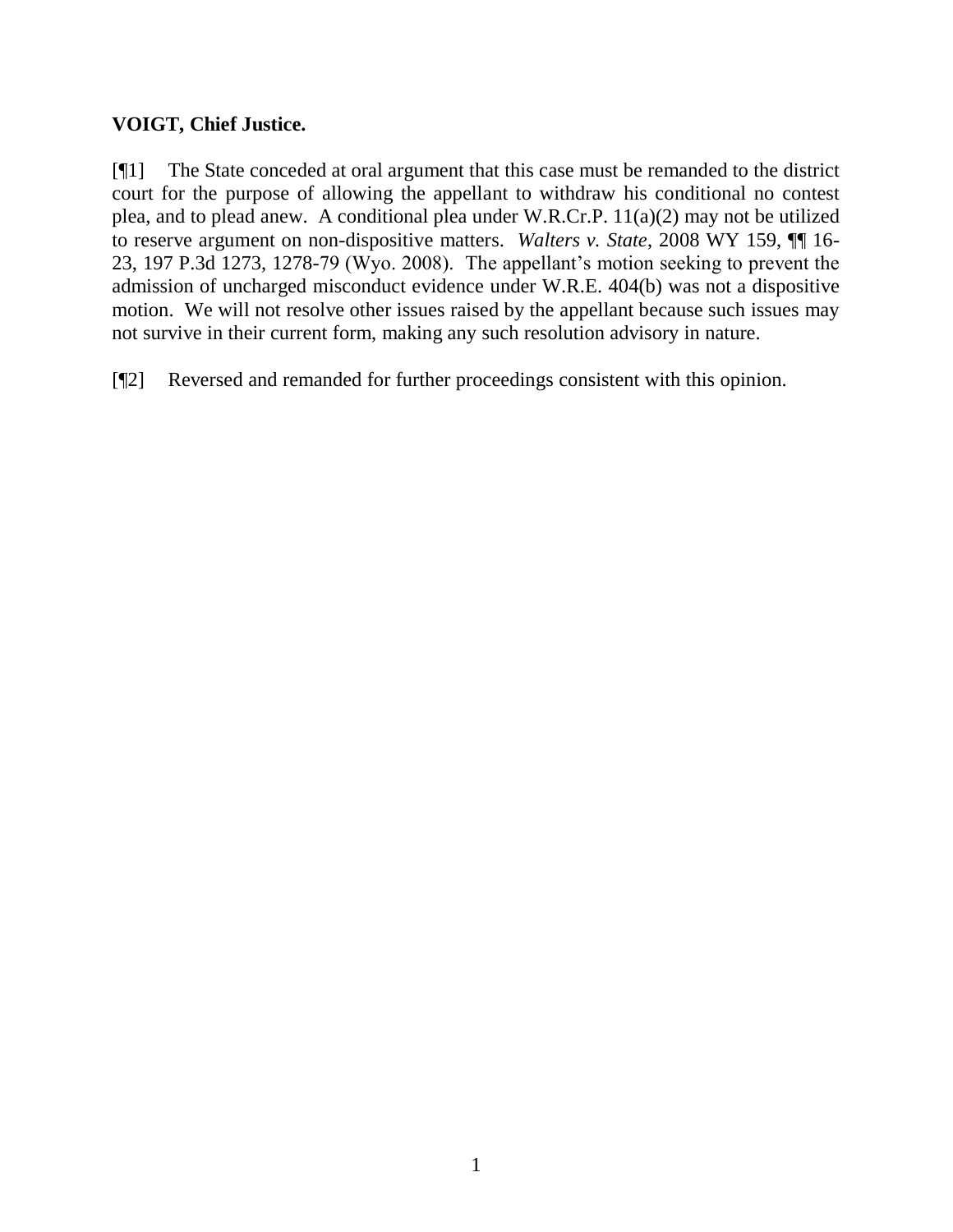**VOIGT, Chief Justice.**

[¶1] The State conceded at oral argument that this case must be remanded to the district court for the purpose of allowing the appellant to withdraw his conditional no contest plea, and to plead anew. A conditional plea under W.R.Cr.P. 11(a)(2) may not be utilized to reserve argument on non-dispositive matters. *Walters v. State*, 2008 WY 159, ¶¶ 16-23, 197 P.3d 1273, 1278-79 (Wyo. 2008). The appellant's motion seeking to prevent the admission of uncharged misconduct evidence under W.R.E. 404(b) was not a dispositive motion. We will not resolve other issues raised by the appellant because such issues may not survive in their current form, making any such resolution advisory in nature.

[¶2] Reversed and remanded for further proceedings consistent with this opinion.